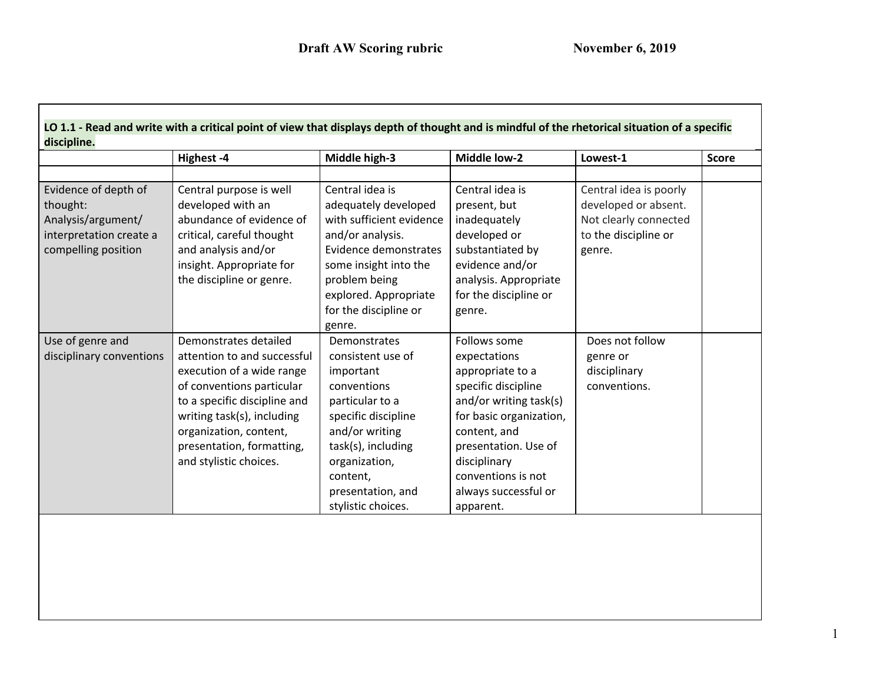# Draft AW Scoring rubric November 6, 2019

**LO 1.1 - Read and write with a critical point of view that displays depth of thought and is mindful of the rhetorical situation of a specific discipline.**

| | Highest -4 | Middle high-3 | Middle low-2 | Lowest-1 | Score |
|---|---|---|---|---|---|
| | | | | | |
| Evidence of depth of thought: Analysis/argument/ interpretation create a compelling position | Central purpose is well developed with an abundance of evidence of critical, careful thought and analysis and/or insight. Appropriate for the discipline or genre. | Central idea is adequately developed with sufficient evidence and/or analysis. Evidence demonstrates some insight into the problem being explored. Appropriate for the discipline or genre. | Central idea is present, but inadequately developed or substantiated by evidence and/or analysis. Appropriate for the discipline or genre. | Central idea is poorly developed or absent. Not clearly connected to the discipline or genre. | |
| Use of genre and disciplinary conventions | Demonstrates detailed attention to and successful execution of a wide range of conventions particular to a specific discipline and writing task(s), including organization, content, presentation, formatting, and stylistic choices. | Demonstrates consistent use of important conventions particular to a specific discipline and/or writing task(s), including organization, content, presentation, and stylistic choices. | Follows some expectations appropriate to a specific discipline and/or writing task(s) for basic organization, content, and presentation. Use of disciplinary conventions is not always successful or apparent. | Does not follow genre or disciplinary conventions. | |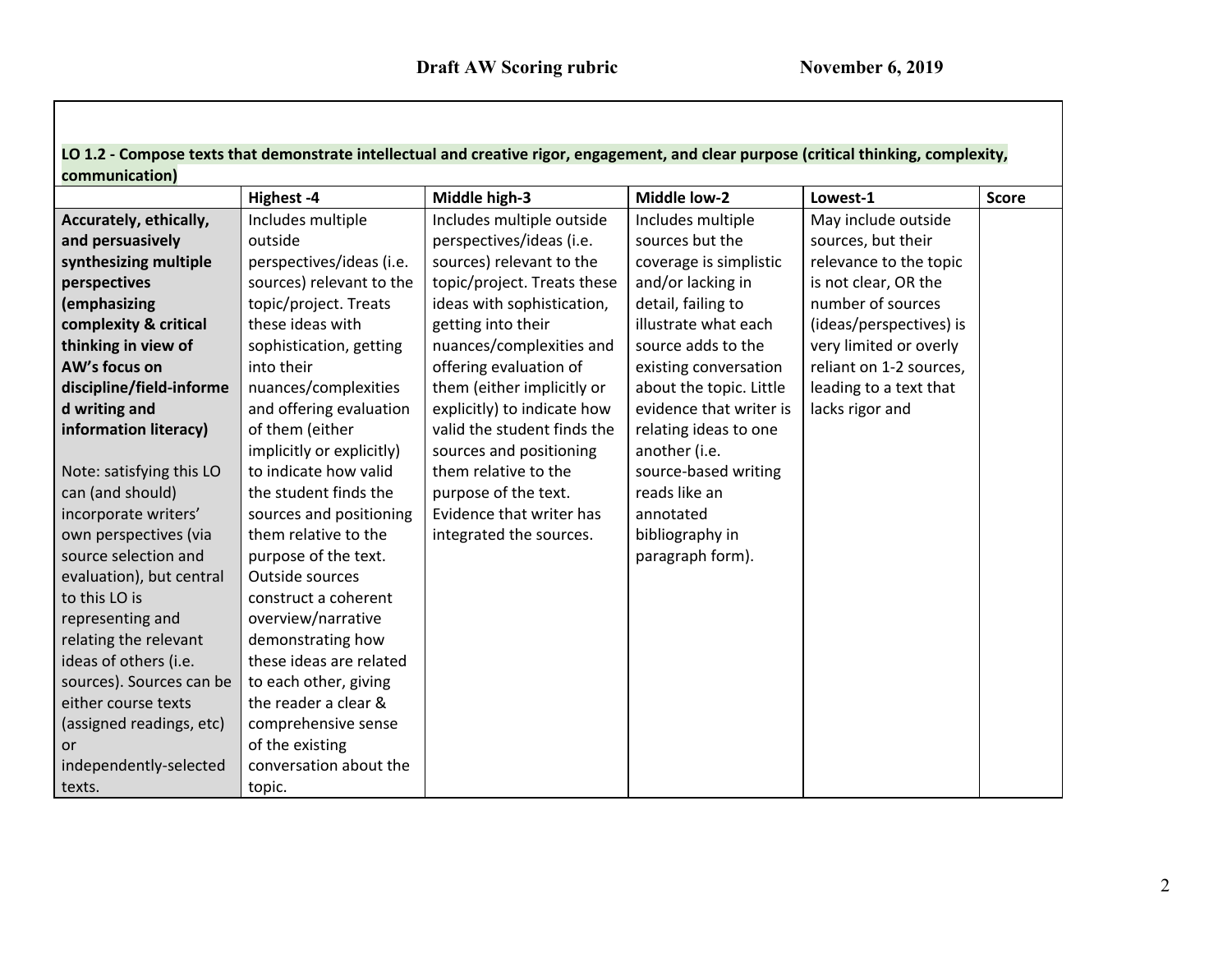**Draft AW Scoring rubric** **November 6, 2019**

| **LO 1.2 - Compose texts that demonstrate intellectual and creative rigor, engagement, and clear purpose (critical thinking, complexity, communication)** | | | | | |
|---|---|---|---|---|---|
| | **Highest -4** | **Middle high-3** | **Middle low-2** | **Lowest-1** | **Score** |
| **Accurately, ethically, and persuasively synthesizing multiple perspectives (emphasizing complexity & critical thinking in view of AW's focus on discipline/field-informed writing and information literacy)**<br><br>Note: satisfying this LO can (and should) incorporate writers' own perspectives (via source selection and evaluation), but central to this LO is representing and relating the relevant ideas of others (i.e. sources). Sources can be either course texts (assigned readings, etc) or independently-selected texts. | Includes multiple outside perspectives/ideas (i.e. sources) relevant to the topic/project. Treats these ideas with sophistication, getting into their nuances/complexities and offering evaluation of them (either implicitly or explicitly) to indicate how valid the student finds the sources and positioning them relative to the purpose of the text. Outside sources construct a coherent overview/narrative demonstrating how these ideas are related to each other, giving the reader a clear & comprehensive sense of the existing conversation about the topic. | Includes multiple outside perspectives/ideas (i.e. sources) relevant to the topic/project. Treats these ideas with sophistication, getting into their nuances/complexities and offering evaluation of them (either implicitly or explicitly) to indicate how valid the student finds the sources and positioning them relative to the purpose of the text. Evidence that writer has integrated the sources. | Includes multiple sources but the coverage is simplistic and/or lacking in detail, failing to illustrate what each source adds to the existing conversation about the topic. Little evidence that writer is relating ideas to one another (i.e. source-based writing reads like an annotated bibliography in paragraph form). | May include outside sources, but their relevance to the topic is not clear, OR the number of sources (ideas/perspectives) is very limited or overly reliant on 1-2 sources, leading to a text that lacks rigor and | |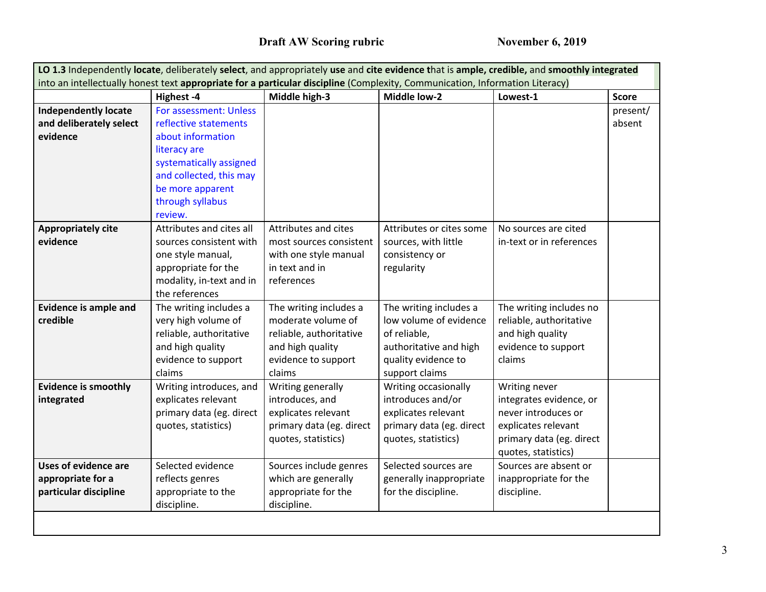**Draft AW Scoring rubric** **November 6, 2019**

| **LO 1.3** Independently **locate**, deliberately **select**, and appropriately **use** and **cite evidence t**hat is **ample, credible,** and **smoothly integrated** into an intellectually honest text **appropriate for a particular discipline** (Complexity, Communication, Information Literacy) | | | | | |
|---|---|---|---|---|---|
| | **Highest -4** | **Middle high-3** | **Middle low-2** | **Lowest-1** | **Score** |
| **Independently locate and deliberately select evidence** | For assessment: Unless reflective statements about information literacy are systematically assigned and collected, this may be more apparent through syllabus review. | | | | present/ absent |
| **Appropriately cite evidence** | Attributes and cites all sources consistent with one style manual, appropriate for the modality, in-text and in the references | Attributes and cites most sources consistent with one style manual in text and in references | Attributes or cites some sources, with little consistency or regularity | No sources are cited in-text or in references | |
| **Evidence is ample and credible** | The writing includes a very high volume of reliable, authoritative and high quality evidence to support claims | The writing includes a moderate volume of reliable, authoritative and high quality evidence to support claims | The writing includes a low volume of evidence of reliable, authoritative and high quality evidence to support claims | The writing includes no reliable, authoritative and high quality evidence to support claims | |
| **Evidence is smoothly integrated** | Writing introduces, and explicates relevant primary data (eg. direct quotes, statistics) | Writing generally introduces, and explicates relevant primary data (eg. direct quotes, statistics) | Writing occasionally introduces and/or explicates relevant primary data (eg. direct quotes, statistics) | Writing never integrates evidence, or never introduces or explicates relevant primary data (eg. direct quotes, statistics) | |
| **Uses of evidence are appropriate for a particular discipline** | Selected evidence reflects genres appropriate to the discipline. | Sources include genres which are generally appropriate for the discipline. | Selected sources are generally inappropriate for the discipline. | Sources are absent or inappropriate for the discipline. | |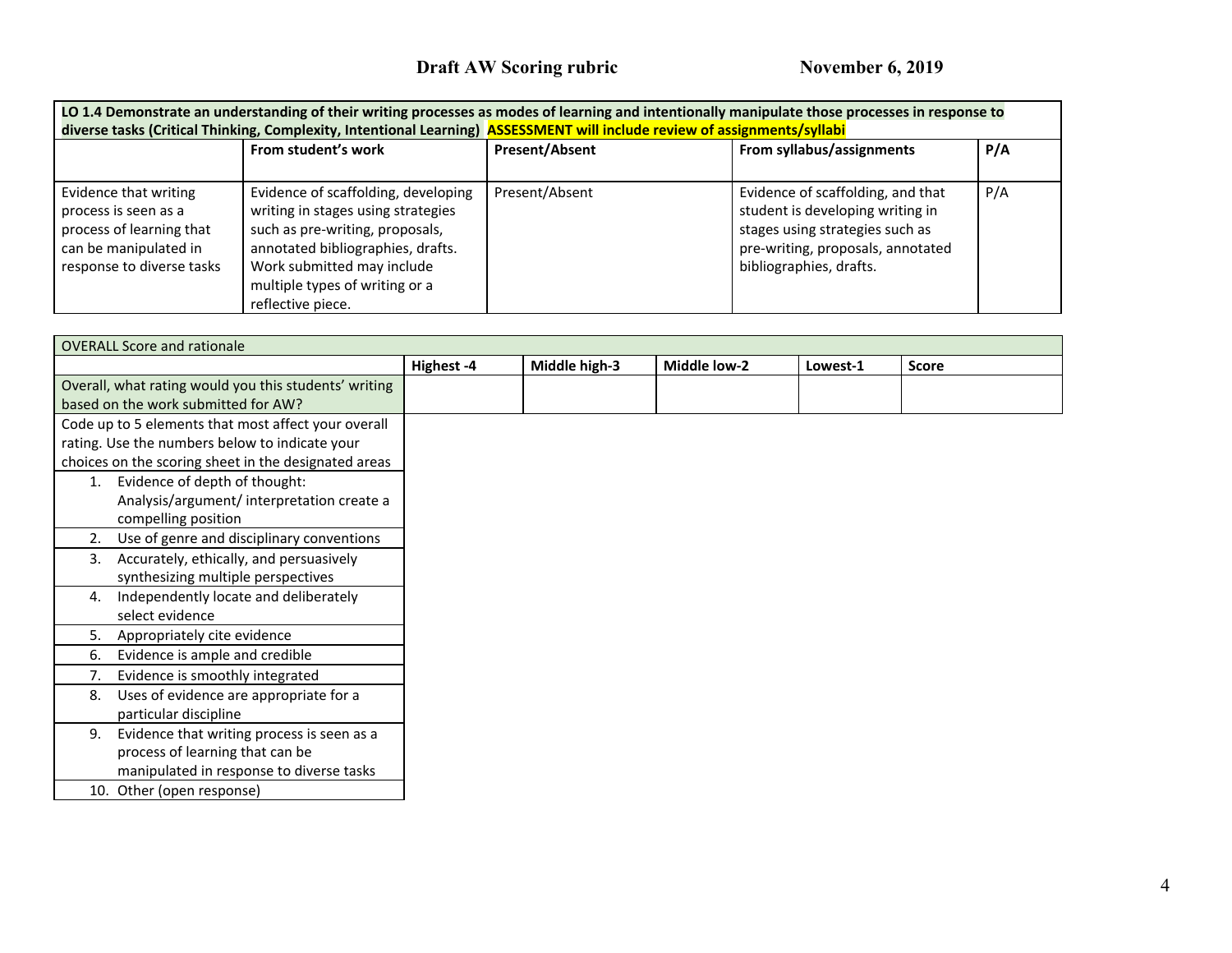**Draft AW Scoring rubric November 6, 2019**

| **LO 1.4 Demonstrate an understanding of their writing processes as modes of learning and intentionally manipulate those processes in response to diverse tasks (Critical Thinking, Complexity, Intentional Learning)** **ASSESSMENT will include review of assignments/syllabi** | | | | |
|---|---|---|---|---|
| | **From student's work** | **Present/Absent** | **From syllabus/assignments** | **P/A** |
| Evidence that writing process is seen as a process of learning that can be manipulated in response to diverse tasks | Evidence of scaffolding, developing writing in stages using strategies such as pre-writing, proposals, annotated bibliographies, drafts. Work submitted may include multiple types of writing or a reflective piece. | Present/Absent | Evidence of scaffolding, and that student is developing writing in stages using strategies such as pre-writing, proposals, annotated bibliographies, drafts. | P/A |

| OVERALL Score and rationale | | | | | |
|---|---|---|---|---|---|
| | **Highest -4** | **Middle high-3** | **Middle low-2** | **Lowest-1** | **Score** |
| Overall, what rating would you this students' writing based on the work submitted for AW? | | | | | |

Code up to 5 elements that most affect your overall rating. Use the numbers below to indicate your choices on the scoring sheet in the designated areas

1. Evidence of depth of thought: Analysis/argument/ interpretation create a compelling position
2. Use of genre and disciplinary conventions
3. Accurately, ethically, and persuasively synthesizing multiple perspectives
4. Independently locate and deliberately select evidence
5. Appropriately cite evidence
6. Evidence is ample and credible
7. Evidence is smoothly integrated
8. Uses of evidence are appropriate for a particular discipline
9. Evidence that writing process is seen as a process of learning that can be manipulated in response to diverse tasks
10. Other (open response)